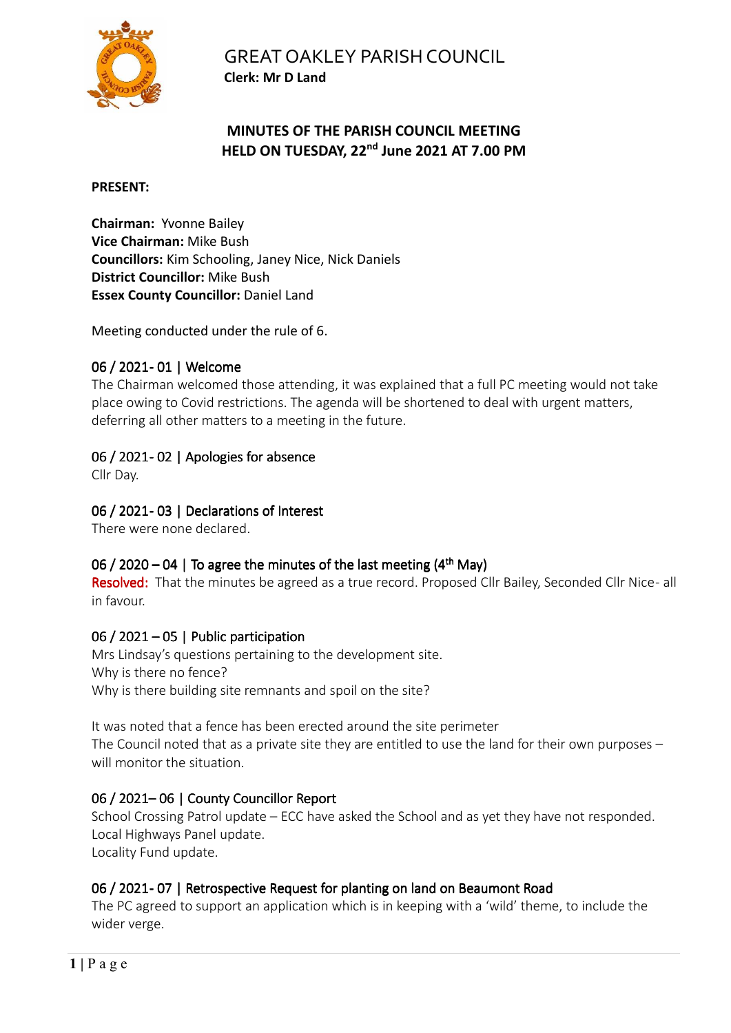# GREAT OAKLEY PARISH COUNCIL

**Clerk: Mr D Land**

## MINUTES OF THE PARISH COUNCIL MEETING HELD ON TUESDAY, 22nd June 2021 AT 7.00 PM

**PRESENT:**

**Chairman:** Yvonne Bailey
**Vice Chairman:** Mike Bush
**Councillors:** Kim Schooling, Janey Nice, Nick Daniels
**District Councillor:** Mike Bush
**Essex County Councillor:** Daniel Land

Meeting conducted under the rule of 6.

### 06 / 2021- 01 | Welcome

The Chairman welcomed those attending, it was explained that a full PC meeting would not take place owing to Covid restrictions. The agenda will be shortened to deal with urgent matters, deferring all other matters to a meeting in the future.

### 06 / 2021- 02 | Apologies for absence

Cllr Day.

### 06 / 2021- 03 | Declarations of Interest

There were none declared.

### 06 / 2020 – 04 | To agree the minutes of the last meeting (4th May)

**Resolved:** That the minutes be agreed as a true record. Proposed Cllr Bailey, Seconded Cllr Nice- all in favour.

### 06 / 2021 – 05 | Public participation

Mrs Lindsay's questions pertaining to the development site.
Why is there no fence?
Why is there building site remnants and spoil on the site?

It was noted that a fence has been erected around the site perimeter
The Council noted that as a private site they are entitled to use the land for their own purposes – will monitor the situation.

### 06 / 2021– 06 | County Councillor Report

School Crossing Patrol update – ECC have asked the School and as yet they have not responded.
Local Highways Panel update.
Locality Fund update.

### 06 / 2021- 07 | Retrospective Request for planting on land on Beaumont Road

The PC agreed to support an application which is in keeping with a 'wild' theme, to include the wider verge.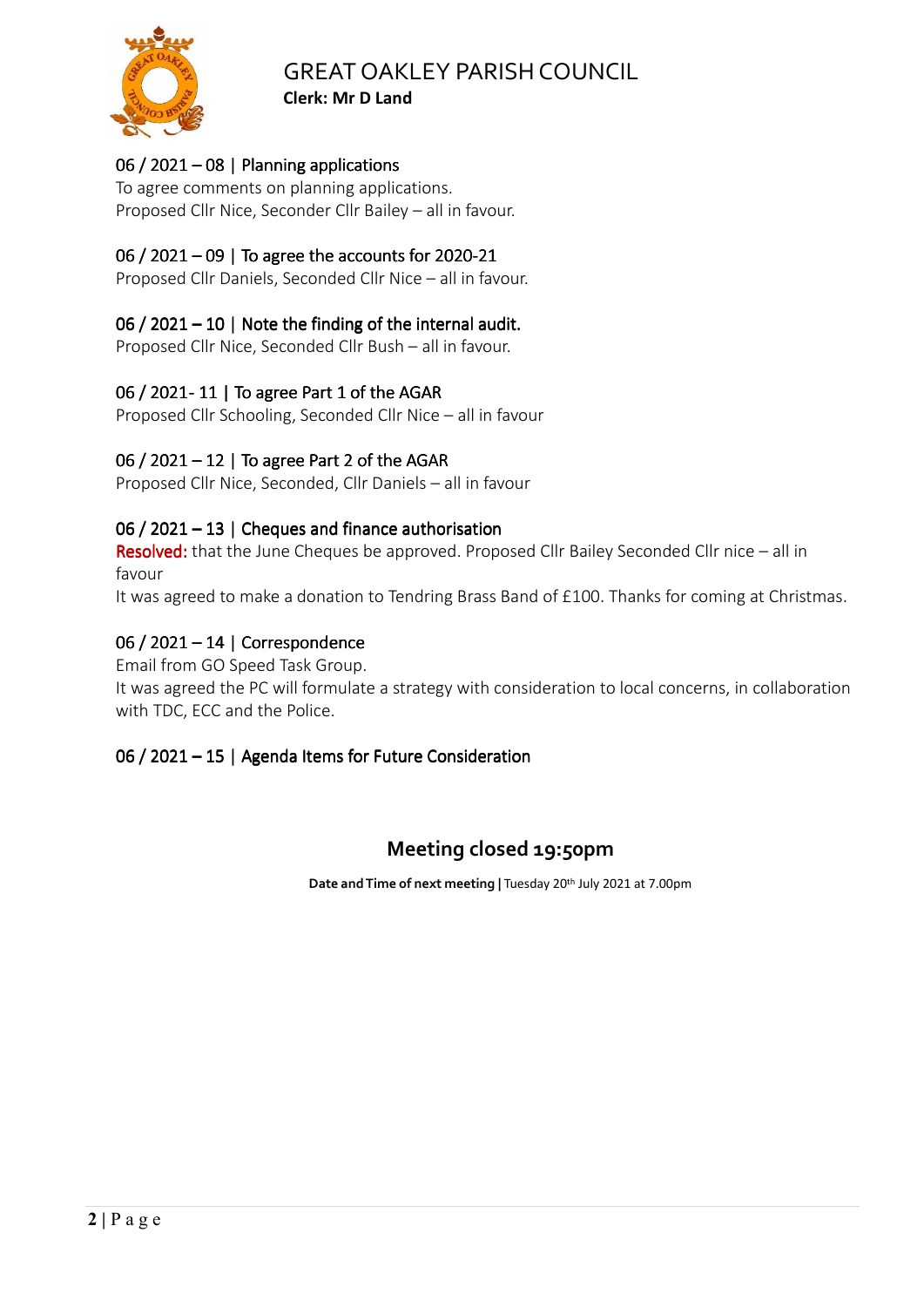# GREAT OAKLEY PARISH COUNCIL

**Clerk: Mr D Land**

### 06 / 2021 – 08 | Planning applications

To agree comments on planning applications.
Proposed Cllr Nice, Seconder Cllr Bailey – all in favour.

### 06 / 2021 – 09 | To agree the accounts for 2020-21

Proposed Cllr Daniels, Seconded Cllr Nice – all in favour.

### 06 / 2021 – 10 | Note the finding of the internal audit.

Proposed Cllr Nice, Seconded Cllr Bush – all in favour.

### 06 / 2021- 11 | To agree Part 1 of the AGAR

Proposed Cllr Schooling, Seconded Cllr Nice – all in favour

### 06 / 2021 – 12 | To agree Part 2 of the AGAR

Proposed Cllr Nice, Seconded, Cllr Daniels – all in favour

### 06 / 2021 – 13 | Cheques and finance authorisation

Resolved: that the June Cheques be approved. Proposed Cllr Bailey Seconded Cllr nice – all in favour

It was agreed to make a donation to Tendring Brass Band of £100. Thanks for coming at Christmas.

### 06 / 2021 – 14 | Correspondence

Email from GO Speed Task Group.

It was agreed the PC will formulate a strategy with consideration to local concerns, in collaboration with TDC, ECC and the Police.

### 06 / 2021 – 15 | Agenda Items for Future Consideration

## Meeting closed 19:50pm

**Date and Time of next meeting |** Tuesday 20th July 2021 at 7.00pm